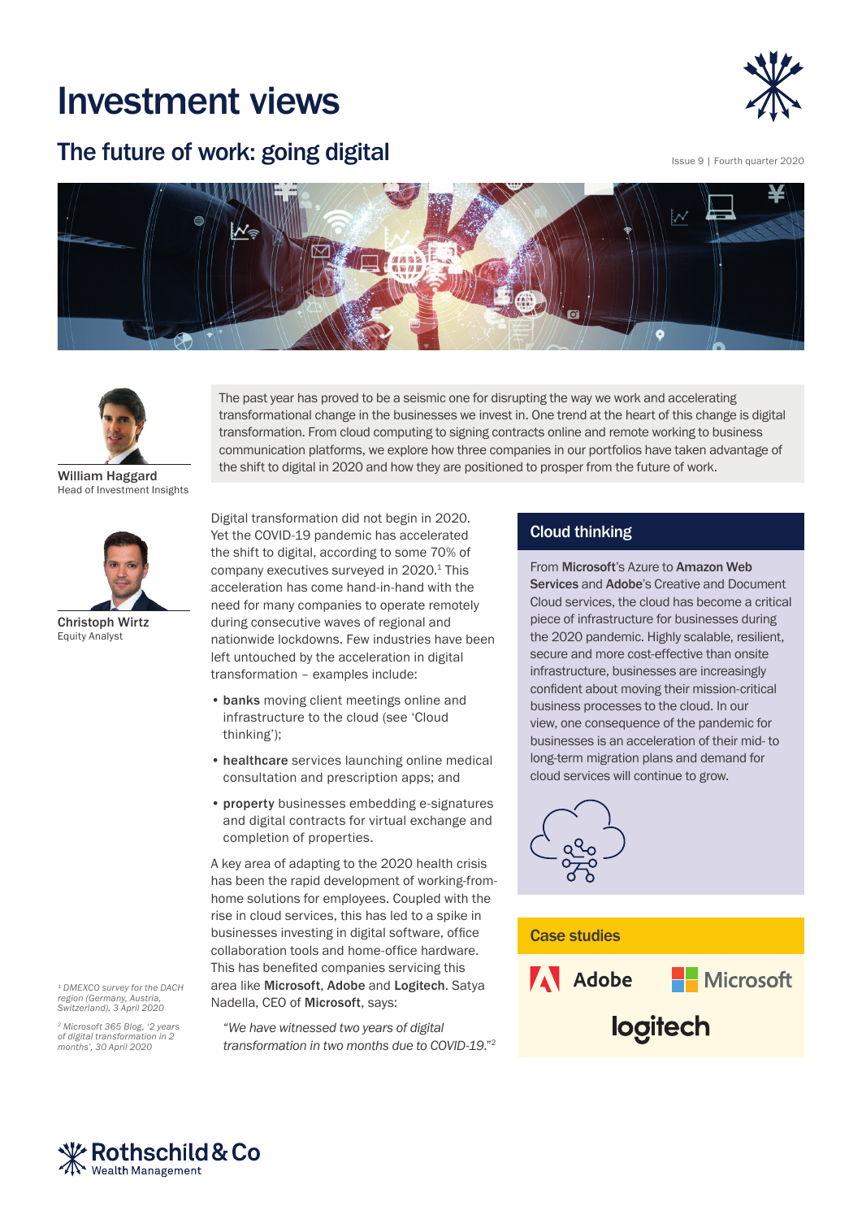# Investment views

## The future of work: going digital

Issue 9 | Fourth quarter 2020

**William Haggard**
Head of Investment Insights

**Christoph Wirtz**
Equity Analyst

The past year has proved to be a seismic one for disrupting the way we work and accelerating transformational change in the businesses we invest in. One trend at the heart of this change is digital transformation. From cloud computing to signing contracts online and remote working to business communication platforms, we explore how three companies in our portfolios have taken advantage of the shift to digital in 2020 and how they are positioned to prosper from the future of work.

Digital transformation did not begin in 2020. Yet the COVID-19 pandemic has accelerated the shift to digital, according to some 70% of company executives surveyed in 2020.[1] This acceleration has come hand-in-hand with the need for many companies to operate remotely during consecutive waves of regional and nationwide lockdowns. Few industries have been left untouched by the acceleration in digital transformation – examples include:

- **banks** moving client meetings online and infrastructure to the cloud (see 'Cloud thinking');
- **healthcare** services launching online medical consultation and prescription apps; and
- **property** businesses embedding e-signatures and digital contracts for virtual exchange and completion of properties.

A key area of adapting to the 2020 health crisis has been the rapid development of working-from-home solutions for employees. Coupled with the rise in cloud services, this has led to a spike in businesses investing in digital software, office collaboration tools and home-office hardware. This has benefited companies servicing this area like **Microsoft**, **Adobe** and **Logitech**. Satya Nadella, CEO of **Microsoft**, says:

> *"We have witnessed two years of digital transformation in two months due to COVID-19."*[2]

### Cloud thinking

From **Microsoft**'s Azure to **Amazon Web Services** and **Adobe**'s Creative and Document Cloud services, the cloud has become a critical piece of infrastructure for businesses during the 2020 pandemic. Highly scalable, resilient, secure and more cost-effective than onsite infrastructure, businesses are increasingly confident about moving their mission-critical business processes to the cloud. In our view, one consequence of the pandemic for businesses is an acceleration of their mid- to long-term migration plans and demand for cloud services will continue to grow.

### Case studies

Adobe | Microsoft | logitech

*[1] DMEXCO survey for the DACH region (Germany, Austria, Switzerland), 3 April 2020*

*[2] Microsoft 365 Blog, '2 years of digital transformation in 2 months', 30 April 2020*

Rothschild & Co Wealth Management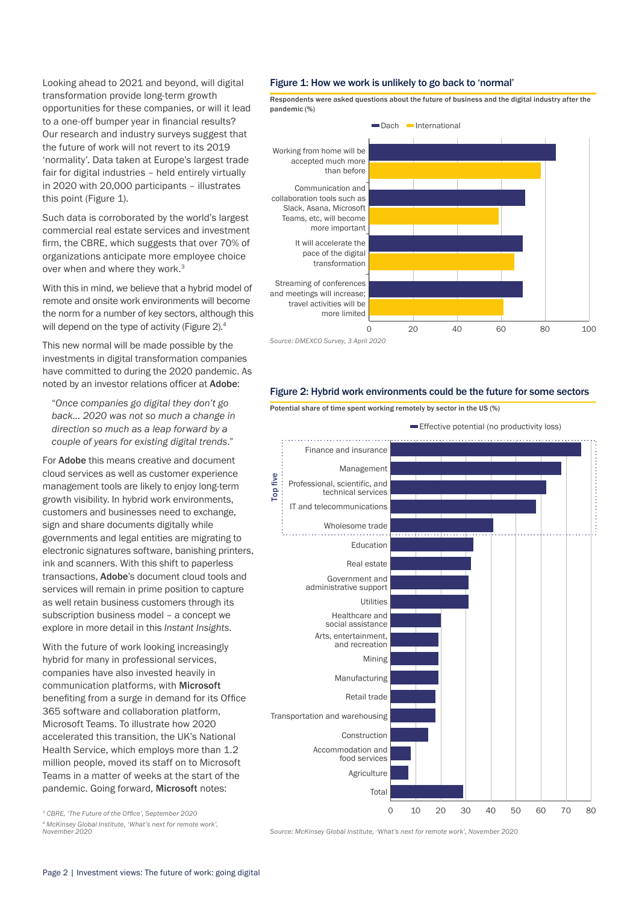Looking ahead to 2021 and beyond, will digital transformation provide long-term growth opportunities for these companies, or will it lead to a one-off bumper year in financial results? Our research and industry surveys suggest that the future of work will not revert to its 2019 'normality'. Data taken at Europe's largest trade fair for digital industries – held entirely virtually in 2020 with 20,000 participants – illustrates this point (Figure 1).

Such data is corroborated by the world's largest commercial real estate services and investment firm, the CBRE, which suggests that over 70% of organizations anticipate more employee choice over when and where they work.[3]

With this in mind, we believe that a hybrid model of remote and onsite work environments will become the norm for a number of key sectors, although this will depend on the type of activity (Figure 2).[4]

This new normal will be made possible by the investments in digital transformation companies have committed to during the 2020 pandemic. As noted by an investor relations officer at **Adobe**:

> *"Once companies go digital they don't go back… 2020 was not so much a change in direction so much as a leap forward by a couple of years for existing digital trends."*

For **Adobe** this means creative and document cloud services as well as customer experience management tools are likely to enjoy long-term growth visibility. In hybrid work environments, customers and businesses need to exchange, sign and share documents digitally while governments and legal entities are migrating to electronic signatures software, banishing printers, ink and scanners. With this shift to paperless transactions, **Adobe**'s document cloud tools and services will remain in prime position to capture as well retain business customers through its subscription business model – a concept we explore in more detail in this *Instant Insights*.

With the future of work looking increasingly hybrid for many in professional services, companies have also invested heavily in communication platforms, with **Microsoft** benefiting from a surge in demand for its Office 365 software and collaboration platform, Microsoft Teams. To illustrate how 2020 accelerated this transition, the UK's National Health Service, which employs more than 1.2 million people, moved its staff on to Microsoft Teams in a matter of weeks at the start of the pandemic. Going forward, **Microsoft** notes:

### Figure 1: How we work is unlikely to go back to 'normal'

**Respondents were asked questions about the future of business and the digital industry after the pandemic (%)**

| Statement | Dach | International |
|---|---|---|
| Working from home will be accepted much more than before | ~85 | ~78 |
| Communication and collaboration tools such as Slack, Asana, Microsoft Teams, etc, will become more important | ~71 | ~59 |
| It will accelerate the pace of the digital transformation | ~70 | ~66 |
| Streaming of conferences and meetings will increase; travel activities will be more limited | ~70 | ~61 |

*Source: DMEXCO Survey, 3 April 2020*

### Figure 2: Hybrid work environments could be the future for some sectors

**Potential share of time spent working remotely by sector in the US (%)**

Effective potential (no productivity loss)

| Sector | Effective potential (%) |
|---|---|
| Finance and insurance (Top five) | ~76 |
| Management (Top five) | ~68 |
| Professional, scientific, and technical services (Top five) | ~62 |
| IT and telecommunications (Top five) | ~58 |
| Wholesome trade (Top five) | ~41 |
| Education | ~33 |
| Real estate | ~32 |
| Government and administrative support | ~31 |
| Utilities | ~31 |
| Healthcare and social assistance | ~20 |
| Arts, entertainment, and recreation | ~19 |
| Mining | ~19 |
| Manufacturing | ~19 |
| Retail trade | ~18 |
| Transportation and warehousing | ~18 |
| Construction | ~15 |
| Accommodation and food services | ~8 |
| Agriculture | ~7 |
| Total | ~29 |

*Source: McKinsey Global Institute, 'What's next for remote work', November 2020*

[3] *CBRE, 'The Future of the Office', September 2020*

[4] *McKinsey Global Institute, 'What's next for remote work', November 2020*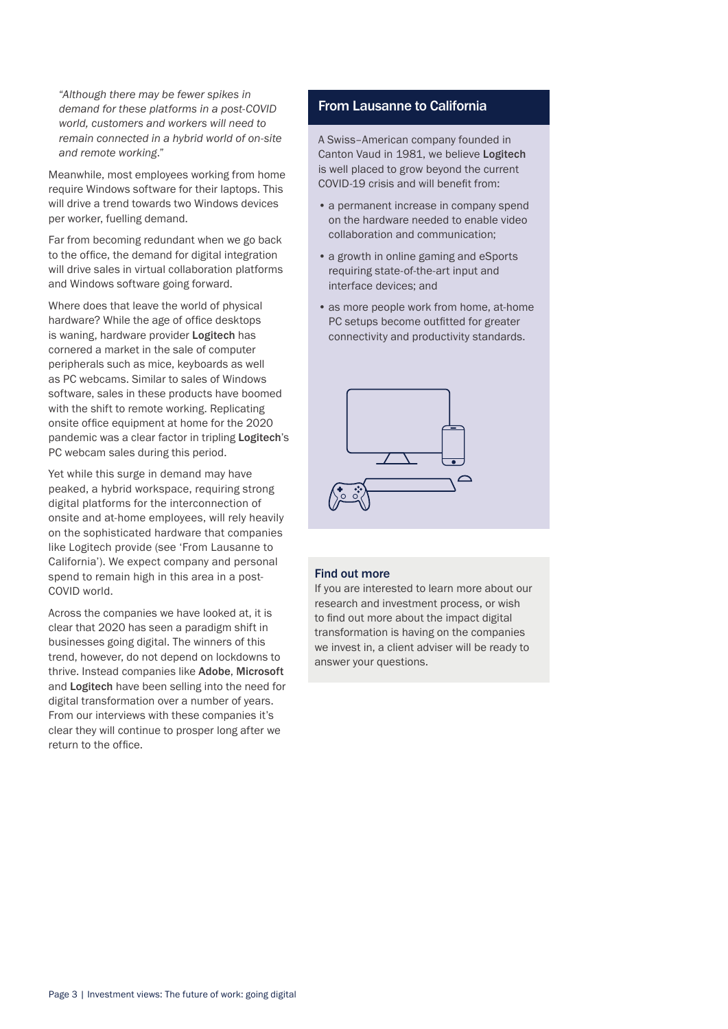*"Although there may be fewer spikes in demand for these platforms in a post-COVID world, customers and workers will need to remain connected in a hybrid world of on-site and remote working."*

Meanwhile, most employees working from home require Windows software for their laptops. This will drive a trend towards two Windows devices per worker, fuelling demand.

Far from becoming redundant when we go back to the office, the demand for digital integration will drive sales in virtual collaboration platforms and Windows software going forward.

Where does that leave the world of physical hardware? While the age of office desktops is waning, hardware provider **Logitech** has cornered a market in the sale of computer peripherals such as mice, keyboards as well as PC webcams. Similar to sales of Windows software, sales in these products have boomed with the shift to remote working. Replicating onsite office equipment at home for the 2020 pandemic was a clear factor in tripling **Logitech**'s PC webcam sales during this period.

Yet while this surge in demand may have peaked, a hybrid workspace, requiring strong digital platforms for the interconnection of onsite and at-home employees, will rely heavily on the sophisticated hardware that companies like Logitech provide (see 'From Lausanne to California'). We expect company and personal spend to remain high in this area in a post-COVID world.

Across the companies we have looked at, it is clear that 2020 has seen a paradigm shift in businesses going digital. The winners of this trend, however, do not depend on lockdowns to thrive. Instead companies like **Adobe**, **Microsoft** and **Logitech** have been selling into the need for digital transformation over a number of years. From our interviews with these companies it's clear they will continue to prosper long after we return to the office.

## From Lausanne to California

A Swiss–American company founded in Canton Vaud in 1981, we believe **Logitech** is well placed to grow beyond the current COVID-19 crisis and will benefit from:

- a permanent increase in company spend on the hardware needed to enable video collaboration and communication;
- a growth in online gaming and eSports requiring state-of-the-art input and interface devices; and
- as more people work from home, at-home PC setups become outfitted for greater connectivity and productivity standards.

### Find out more

If you are interested to learn more about our research and investment process, or wish to find out more about the impact digital transformation is having on the companies we invest in, a client adviser will be ready to answer your questions.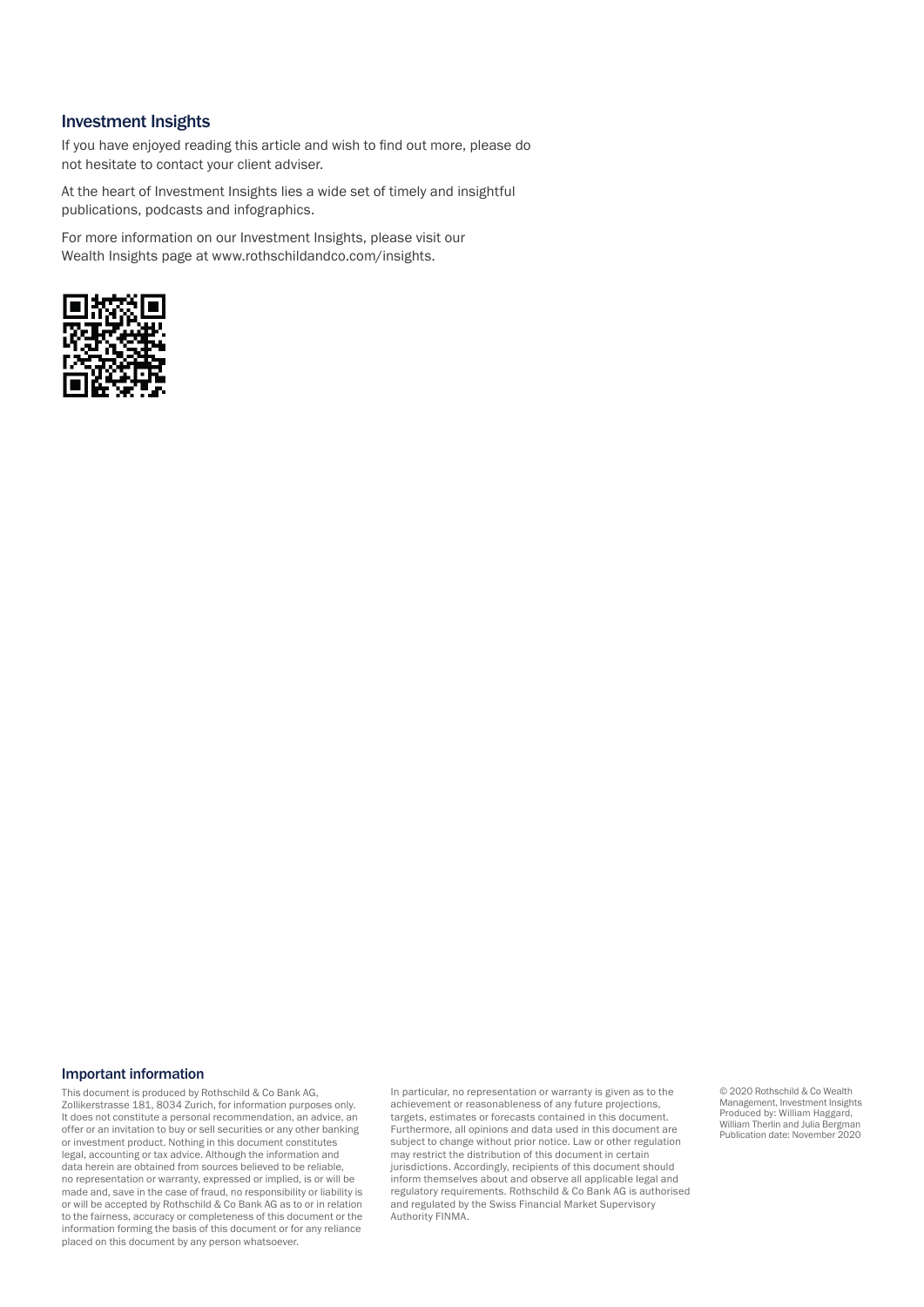## Investment Insights

If you have enjoyed reading this article and wish to find out more, please do not hesitate to contact your client adviser.

At the heart of Investment Insights lies a wide set of timely and insightful publications, podcasts and infographics.

For more information on our Investment Insights, please visit our Wealth Insights page at www.rothschildandco.com/insights.

## Important information

This document is produced by Rothschild & Co Bank AG, Zollikerstrasse 181, 8034 Zurich, for information purposes only. It does not constitute a personal recommendation, an advice, an offer or an invitation to buy or sell securities or any other banking or investment product. Nothing in this document constitutes legal, accounting or tax advice. Although the information and data herein are obtained from sources believed to be reliable, no representation or warranty, expressed or implied, is or will be made and, save in the case of fraud, no responsibility or liability is or will be accepted by Rothschild & Co Bank AG as to or in relation to the fairness, accuracy or completeness of this document or the information forming the basis of this document or for any reliance placed on this document by any person whatsoever.

In particular, no representation or warranty is given as to the achievement or reasonableness of any future projections, targets, estimates or forecasts contained in this document. Furthermore, all opinions and data used in this document are subject to change without prior notice. Law or other regulation may restrict the distribution of this document in certain jurisdictions. Accordingly, recipients of this document should inform themselves about and observe all applicable legal and regulatory requirements. Rothschild & Co Bank AG is authorised and regulated by the Swiss Financial Market Supervisory Authority FINMA.

© 2020 Rothschild & Co Wealth Management, Investment Insights
Produced by: William Haggard, William Therlin and Julia Bergman
Publication date: November 2020